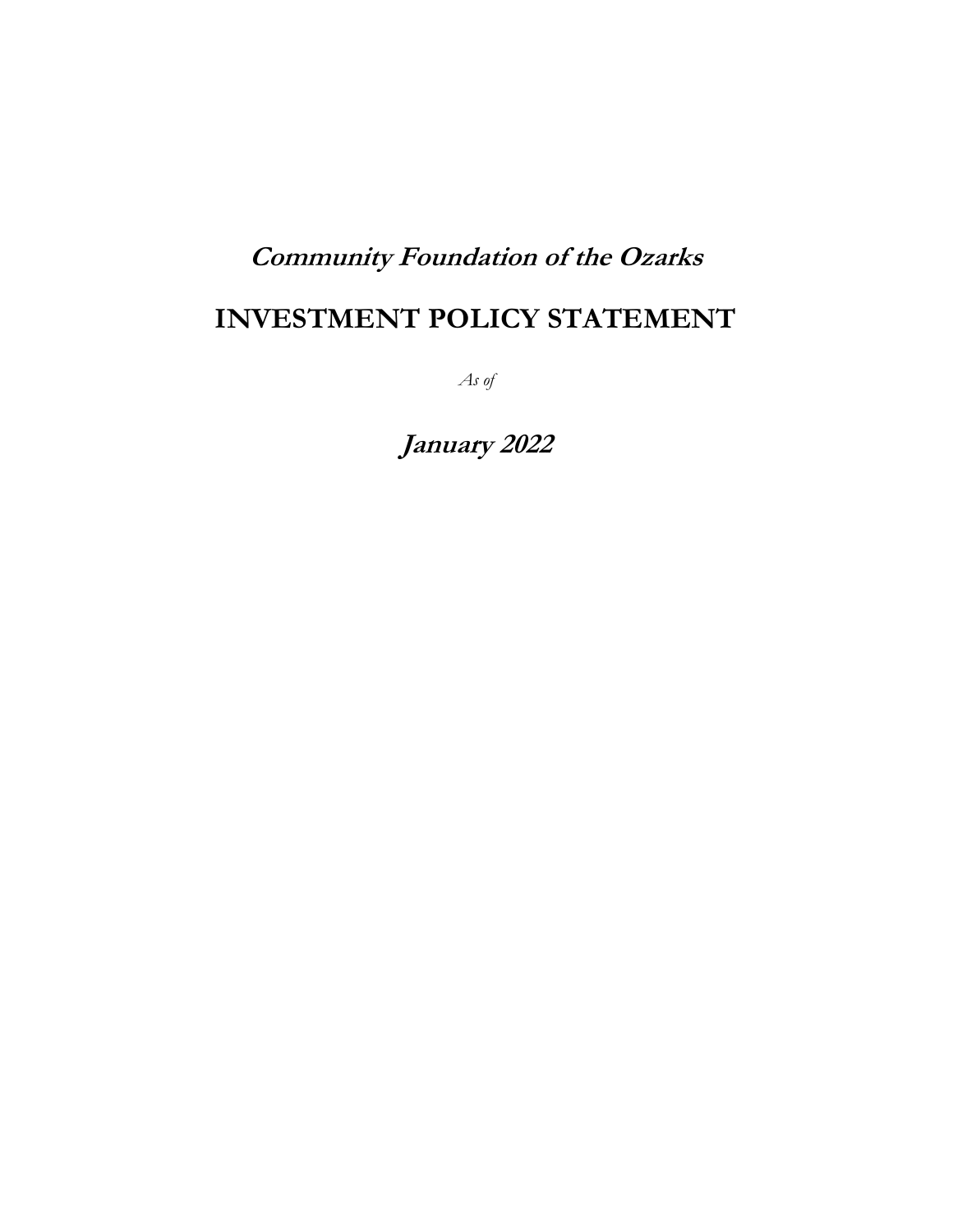***Community Foundation of the Ozarks***

# INVESTMENT POLICY STATEMENT

*As of*

***January 2022***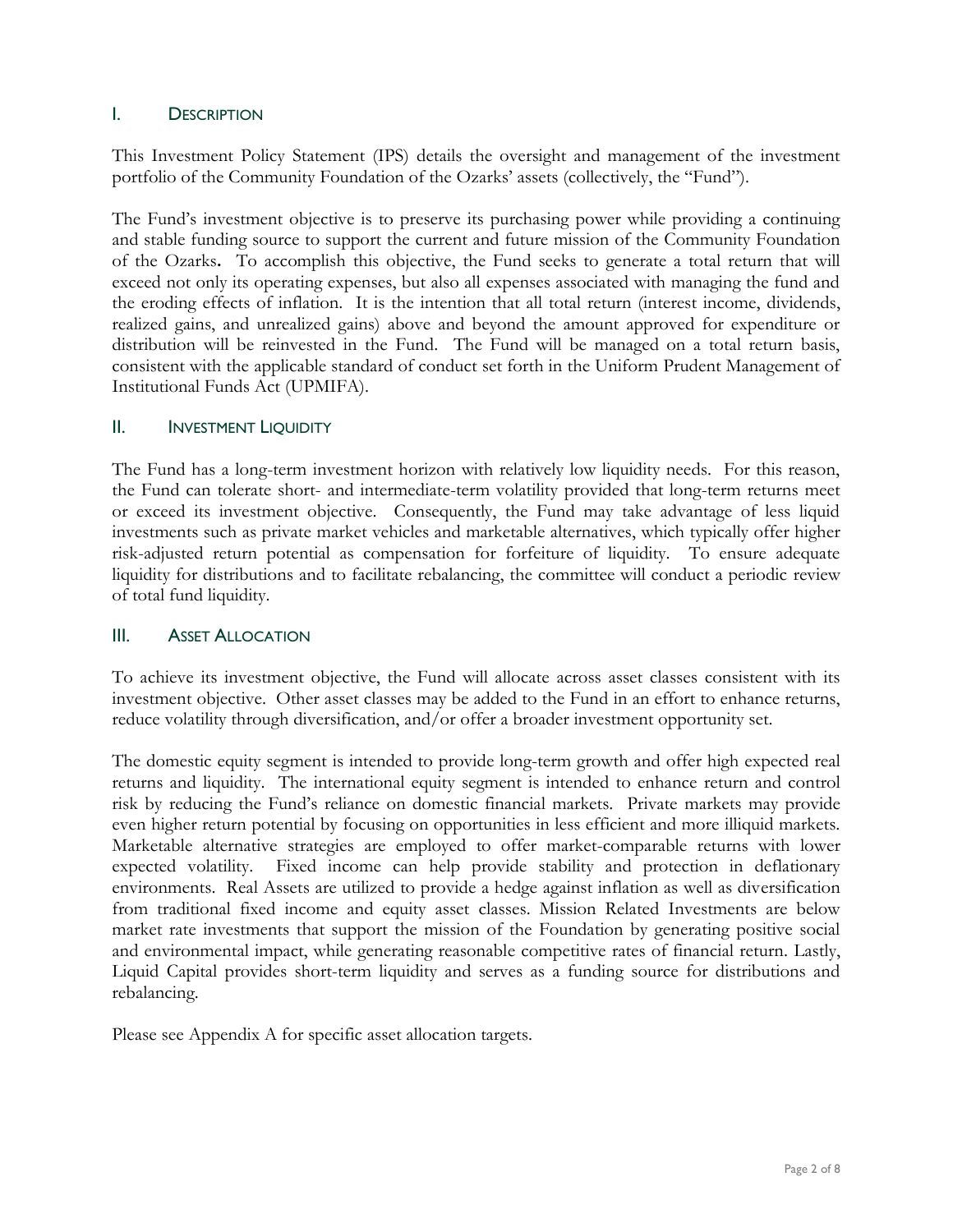## I. Description

This Investment Policy Statement (IPS) details the oversight and management of the investment portfolio of the Community Foundation of the Ozarks' assets (collectively, the "Fund").

The Fund's investment objective is to preserve its purchasing power while providing a continuing and stable funding source to support the current and future mission of the Community Foundation of the Ozarks. To accomplish this objective, the Fund seeks to generate a total return that will exceed not only its operating expenses, but also all expenses associated with managing the fund and the eroding effects of inflation. It is the intention that all total return (interest income, dividends, realized gains, and unrealized gains) above and beyond the amount approved for expenditure or distribution will be reinvested in the Fund. The Fund will be managed on a total return basis, consistent with the applicable standard of conduct set forth in the Uniform Prudent Management of Institutional Funds Act (UPMIFA).

## II. Investment Liquidity

The Fund has a long-term investment horizon with relatively low liquidity needs. For this reason, the Fund can tolerate short- and intermediate-term volatility provided that long-term returns meet or exceed its investment objective. Consequently, the Fund may take advantage of less liquid investments such as private market vehicles and marketable alternatives, which typically offer higher risk-adjusted return potential as compensation for forfeiture of liquidity. To ensure adequate liquidity for distributions and to facilitate rebalancing, the committee will conduct a periodic review of total fund liquidity.

## III. Asset Allocation

To achieve its investment objective, the Fund will allocate across asset classes consistent with its investment objective. Other asset classes may be added to the Fund in an effort to enhance returns, reduce volatility through diversification, and/or offer a broader investment opportunity set.

The domestic equity segment is intended to provide long-term growth and offer high expected real returns and liquidity. The international equity segment is intended to enhance return and control risk by reducing the Fund's reliance on domestic financial markets. Private markets may provide even higher return potential by focusing on opportunities in less efficient and more illiquid markets. Marketable alternative strategies are employed to offer market-comparable returns with lower expected volatility. Fixed income can help provide stability and protection in deflationary environments. Real Assets are utilized to provide a hedge against inflation as well as diversification from traditional fixed income and equity asset classes. Mission Related Investments are below market rate investments that support the mission of the Foundation by generating positive social and environmental impact, while generating reasonable competitive rates of financial return. Lastly, Liquid Capital provides short-term liquidity and serves as a funding source for distributions and rebalancing.

Please see Appendix A for specific asset allocation targets.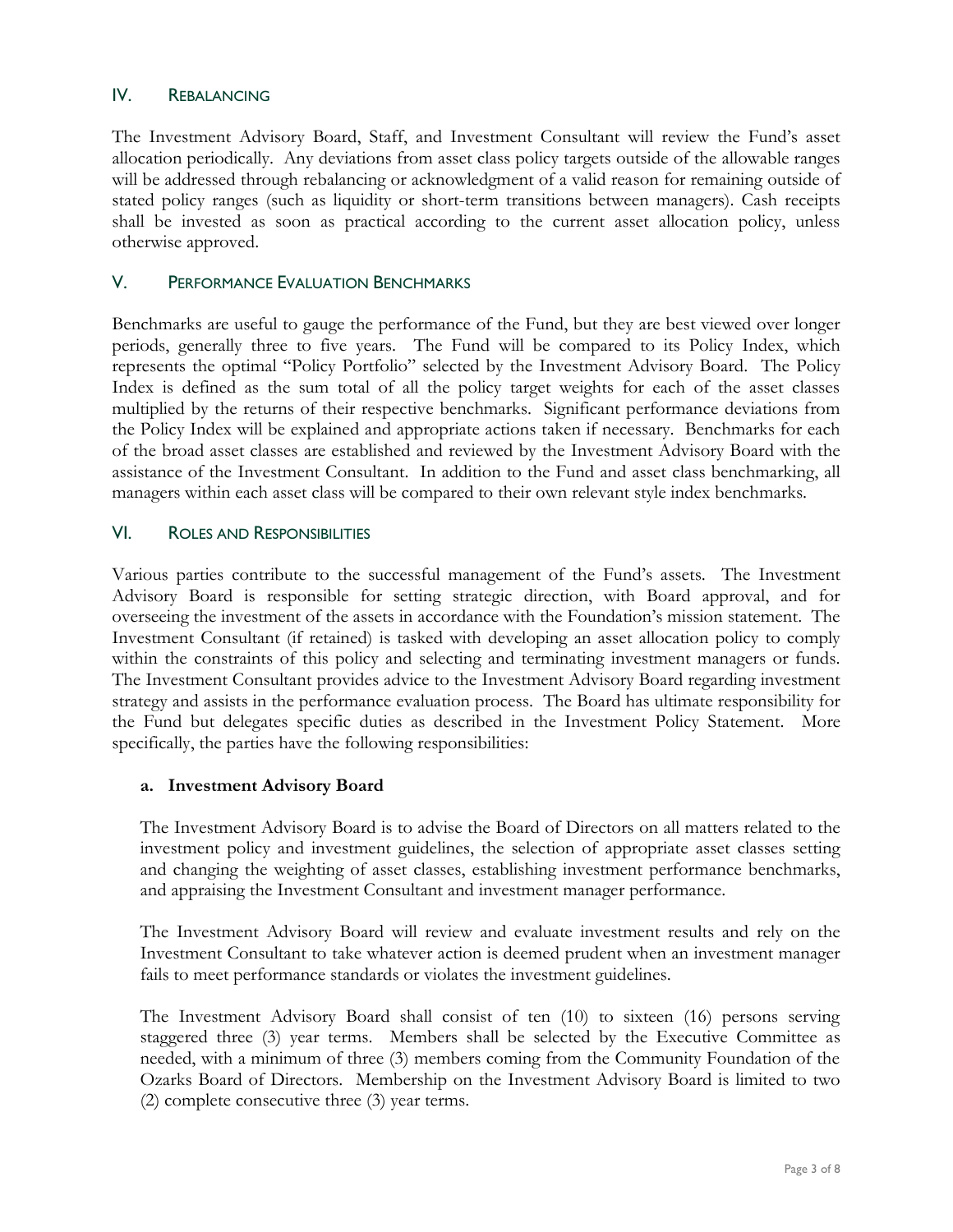## IV. Rebalancing

The Investment Advisory Board, Staff, and Investment Consultant will review the Fund's asset allocation periodically. Any deviations from asset class policy targets outside of the allowable ranges will be addressed through rebalancing or acknowledgment of a valid reason for remaining outside of stated policy ranges (such as liquidity or short-term transitions between managers). Cash receipts shall be invested as soon as practical according to the current asset allocation policy, unless otherwise approved.

## V. Performance Evaluation Benchmarks

Benchmarks are useful to gauge the performance of the Fund, but they are best viewed over longer periods, generally three to five years. The Fund will be compared to its Policy Index, which represents the optimal "Policy Portfolio" selected by the Investment Advisory Board. The Policy Index is defined as the sum total of all the policy target weights for each of the asset classes multiplied by the returns of their respective benchmarks. Significant performance deviations from the Policy Index will be explained and appropriate actions taken if necessary. Benchmarks for each of the broad asset classes are established and reviewed by the Investment Advisory Board with the assistance of the Investment Consultant. In addition to the Fund and asset class benchmarking, all managers within each asset class will be compared to their own relevant style index benchmarks.

## VI. Roles and Responsibilities

Various parties contribute to the successful management of the Fund's assets. The Investment Advisory Board is responsible for setting strategic direction, with Board approval, and for overseeing the investment of the assets in accordance with the Foundation's mission statement. The Investment Consultant (if retained) is tasked with developing an asset allocation policy to comply within the constraints of this policy and selecting and terminating investment managers or funds. The Investment Consultant provides advice to the Investment Advisory Board regarding investment strategy and assists in the performance evaluation process. The Board has ultimate responsibility for the Fund but delegates specific duties as described in the Investment Policy Statement. More specifically, the parties have the following responsibilities:

### a. Investment Advisory Board

The Investment Advisory Board is to advise the Board of Directors on all matters related to the investment policy and investment guidelines, the selection of appropriate asset classes setting and changing the weighting of asset classes, establishing investment performance benchmarks, and appraising the Investment Consultant and investment manager performance.

The Investment Advisory Board will review and evaluate investment results and rely on the Investment Consultant to take whatever action is deemed prudent when an investment manager fails to meet performance standards or violates the investment guidelines.

The Investment Advisory Board shall consist of ten (10) to sixteen (16) persons serving staggered three (3) year terms. Members shall be selected by the Executive Committee as needed, with a minimum of three (3) members coming from the Community Foundation of the Ozarks Board of Directors. Membership on the Investment Advisory Board is limited to two (2) complete consecutive three (3) year terms.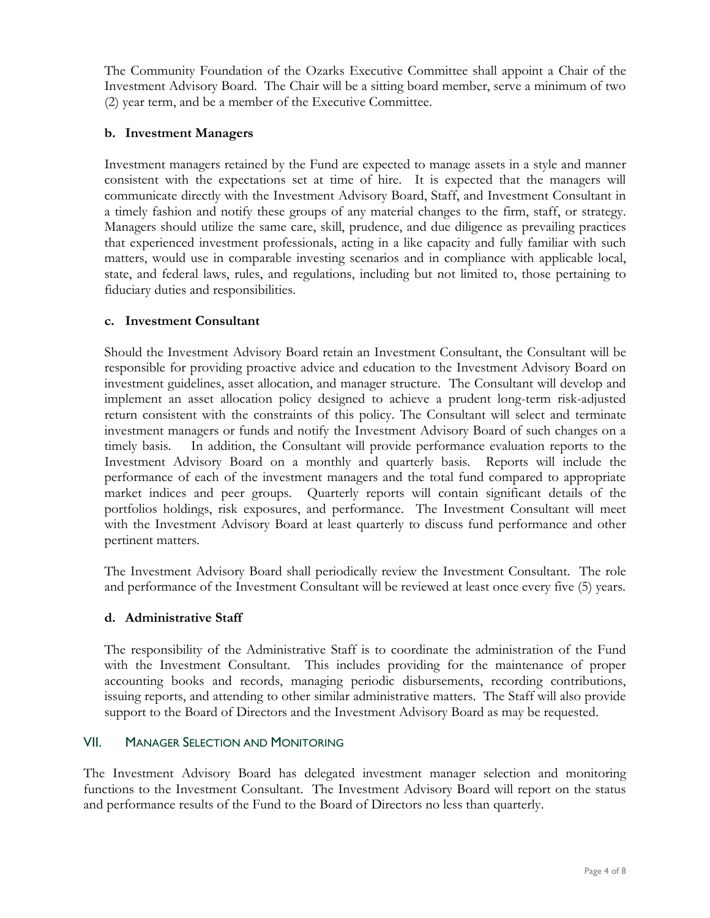The Community Foundation of the Ozarks Executive Committee shall appoint a Chair of the Investment Advisory Board. The Chair will be a sitting board member, serve a minimum of two (2) year term, and be a member of the Executive Committee.

### b. Investment Managers

Investment managers retained by the Fund are expected to manage assets in a style and manner consistent with the expectations set at time of hire. It is expected that the managers will communicate directly with the Investment Advisory Board, Staff, and Investment Consultant in a timely fashion and notify these groups of any material changes to the firm, staff, or strategy. Managers should utilize the same care, skill, prudence, and due diligence as prevailing practices that experienced investment professionals, acting in a like capacity and fully familiar with such matters, would use in comparable investing scenarios and in compliance with applicable local, state, and federal laws, rules, and regulations, including but not limited to, those pertaining to fiduciary duties and responsibilities.

### c. Investment Consultant

Should the Investment Advisory Board retain an Investment Consultant, the Consultant will be responsible for providing proactive advice and education to the Investment Advisory Board on investment guidelines, asset allocation, and manager structure. The Consultant will develop and implement an asset allocation policy designed to achieve a prudent long-term risk-adjusted return consistent with the constraints of this policy. The Consultant will select and terminate investment managers or funds and notify the Investment Advisory Board of such changes on a timely basis. In addition, the Consultant will provide performance evaluation reports to the Investment Advisory Board on a monthly and quarterly basis. Reports will include the performance of each of the investment managers and the total fund compared to appropriate market indices and peer groups. Quarterly reports will contain significant details of the portfolios holdings, risk exposures, and performance. The Investment Consultant will meet with the Investment Advisory Board at least quarterly to discuss fund performance and other pertinent matters.

The Investment Advisory Board shall periodically review the Investment Consultant. The role and performance of the Investment Consultant will be reviewed at least once every five (5) years.

### d. Administrative Staff

The responsibility of the Administrative Staff is to coordinate the administration of the Fund with the Investment Consultant. This includes providing for the maintenance of proper accounting books and records, managing periodic disbursements, recording contributions, issuing reports, and attending to other similar administrative matters. The Staff will also provide support to the Board of Directors and the Investment Advisory Board as may be requested.

## VII. Manager Selection and Monitoring

The Investment Advisory Board has delegated investment manager selection and monitoring functions to the Investment Consultant. The Investment Advisory Board will report on the status and performance results of the Fund to the Board of Directors no less than quarterly.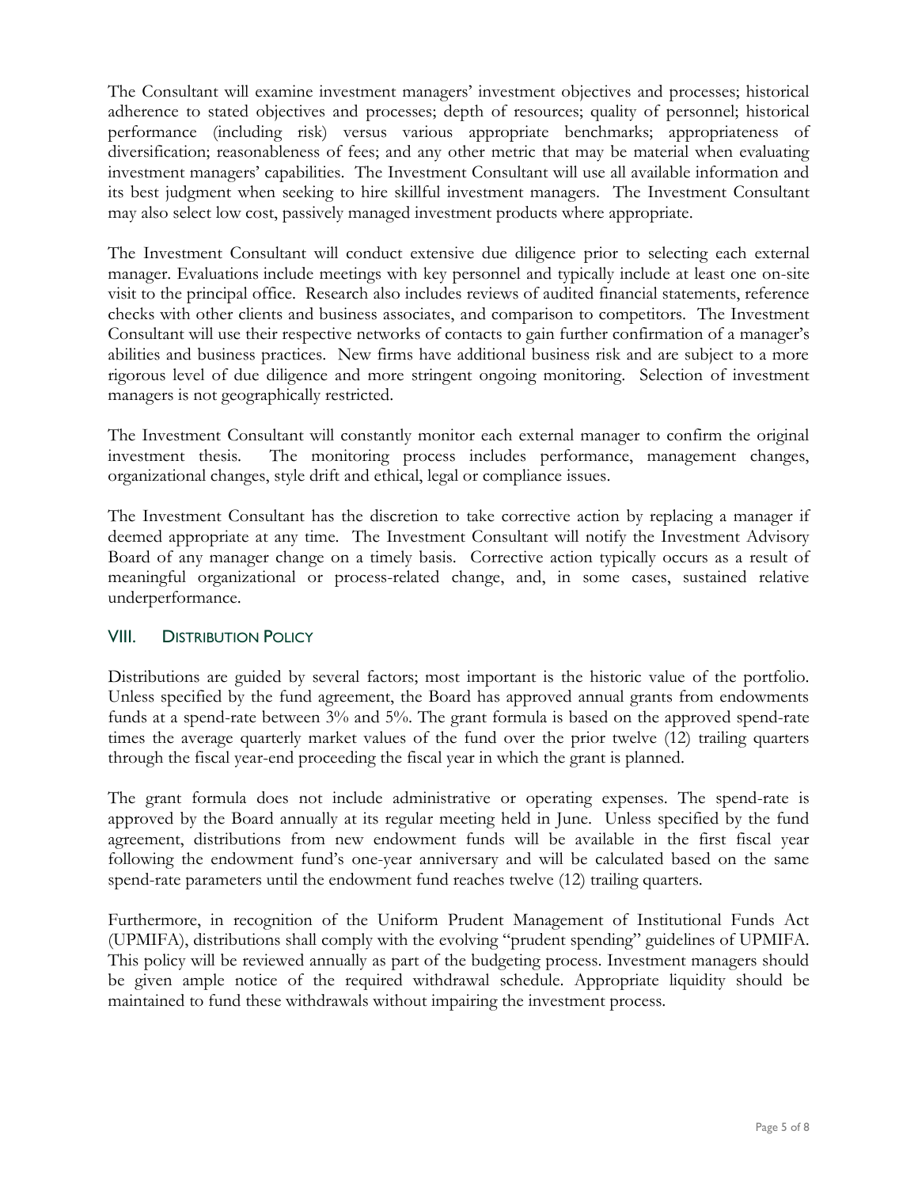The Consultant will examine investment managers' investment objectives and processes; historical adherence to stated objectives and processes; depth of resources; quality of personnel; historical performance (including risk) versus various appropriate benchmarks; appropriateness of diversification; reasonableness of fees; and any other metric that may be material when evaluating investment managers' capabilities. The Investment Consultant will use all available information and its best judgment when seeking to hire skillful investment managers. The Investment Consultant may also select low cost, passively managed investment products where appropriate.

The Investment Consultant will conduct extensive due diligence prior to selecting each external manager. Evaluations include meetings with key personnel and typically include at least one on-site visit to the principal office. Research also includes reviews of audited financial statements, reference checks with other clients and business associates, and comparison to competitors. The Investment Consultant will use their respective networks of contacts to gain further confirmation of a manager's abilities and business practices. New firms have additional business risk and are subject to a more rigorous level of due diligence and more stringent ongoing monitoring. Selection of investment managers is not geographically restricted.

The Investment Consultant will constantly monitor each external manager to confirm the original investment thesis. The monitoring process includes performance, management changes, organizational changes, style drift and ethical, legal or compliance issues.

The Investment Consultant has the discretion to take corrective action by replacing a manager if deemed appropriate at any time. The Investment Consultant will notify the Investment Advisory Board of any manager change on a timely basis. Corrective action typically occurs as a result of meaningful organizational or process-related change, and, in some cases, sustained relative underperformance.

## VIII. Distribution Policy

Distributions are guided by several factors; most important is the historic value of the portfolio. Unless specified by the fund agreement, the Board has approved annual grants from endowments funds at a spend-rate between 3% and 5%. The grant formula is based on the approved spend-rate times the average quarterly market values of the fund over the prior twelve (12) trailing quarters through the fiscal year-end proceeding the fiscal year in which the grant is planned.

The grant formula does not include administrative or operating expenses. The spend-rate is approved by the Board annually at its regular meeting held in June. Unless specified by the fund agreement, distributions from new endowment funds will be available in the first fiscal year following the endowment fund's one-year anniversary and will be calculated based on the same spend-rate parameters until the endowment fund reaches twelve (12) trailing quarters.

Furthermore, in recognition of the Uniform Prudent Management of Institutional Funds Act (UPMIFA), distributions shall comply with the evolving "prudent spending" guidelines of UPMIFA. This policy will be reviewed annually as part of the budgeting process. Investment managers should be given ample notice of the required withdrawal schedule. Appropriate liquidity should be maintained to fund these withdrawals without impairing the investment process.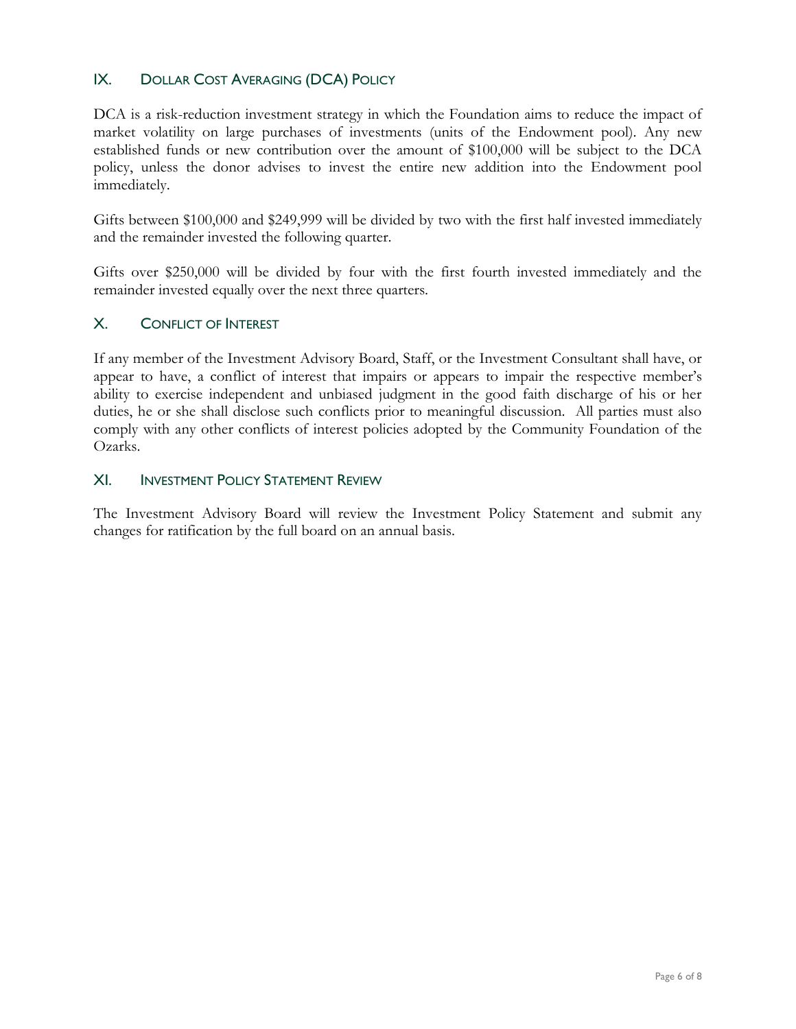## IX. Dollar Cost Averaging (DCA) Policy

DCA is a risk-reduction investment strategy in which the Foundation aims to reduce the impact of market volatility on large purchases of investments (units of the Endowment pool). Any new established funds or new contribution over the amount of $100,000 will be subject to the DCA policy, unless the donor advises to invest the entire new addition into the Endowment pool immediately.

Gifts between $100,000 and $249,999 will be divided by two with the first half invested immediately and the remainder invested the following quarter.

Gifts over $250,000 will be divided by four with the first fourth invested immediately and the remainder invested equally over the next three quarters.

## X. Conflict of Interest

If any member of the Investment Advisory Board, Staff, or the Investment Consultant shall have, or appear to have, a conflict of interest that impairs or appears to impair the respective member's ability to exercise independent and unbiased judgment in the good faith discharge of his or her duties, he or she shall disclose such conflicts prior to meaningful discussion. All parties must also comply with any other conflicts of interest policies adopted by the Community Foundation of the Ozarks.

## XI. Investment Policy Statement Review

The Investment Advisory Board will review the Investment Policy Statement and submit any changes for ratification by the full board on an annual basis.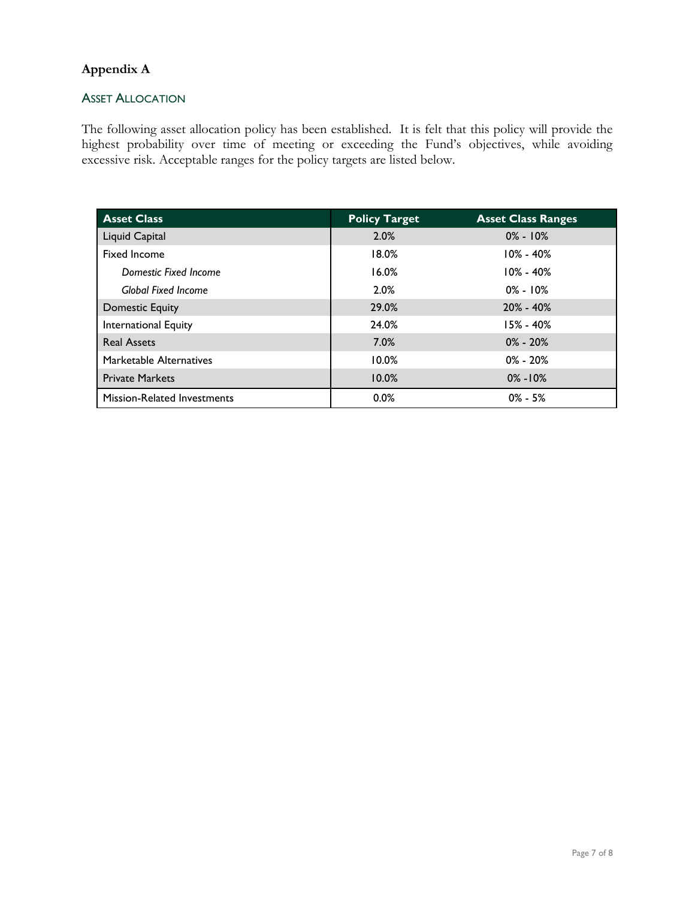## Appendix A

### Asset Allocation

The following asset allocation policy has been established. It is felt that this policy will provide the highest probability over time of meeting or exceeding the Fund's objectives, while avoiding excessive risk. Acceptable ranges for the policy targets are listed below.

| Asset Class | Policy Target | Asset Class Ranges |
|---|---|---|
| Liquid Capital | 2.0% | 0% - 10% |
| Fixed Income | 18.0% | 10% - 40% |
| *Domestic Fixed Income* | 16.0% | 10% - 40% |
| *Global Fixed Income* | 2.0% | 0% - 10% |
| Domestic Equity | 29.0% | 20% - 40% |
| International Equity | 24.0% | 15% - 40% |
| Real Assets | 7.0% | 0% - 20% |
| Marketable Alternatives | 10.0% | 0% - 20% |
| Private Markets | 10.0% | 0% -10% |
| Mission-Related Investments | 0.0% | 0% - 5% |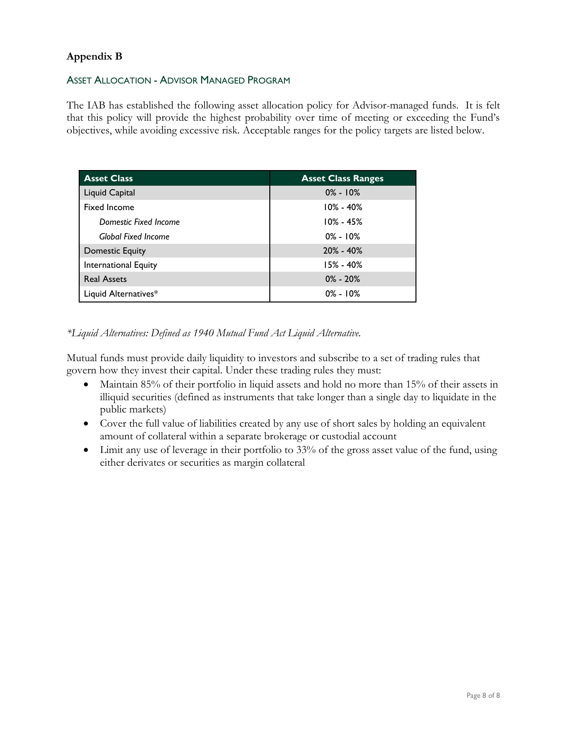**Appendix B**

## ASSET ALLOCATION - ADVISOR MANAGED PROGRAM

The IAB has established the following asset allocation policy for Advisor-managed funds. It is felt that this policy will provide the highest probability over time of meeting or exceeding the Fund's objectives, while avoiding excessive risk. Acceptable ranges for the policy targets are listed below.

| Asset Class | Asset Class Ranges |
|---|---|
| Liquid Capital | 0% - 10% |
| Fixed Income | 10% - 40% |
| *Domestic Fixed Income* | 10% - 45% |
| *Global Fixed Income* | 0% - 10% |
| Domestic Equity | 20% - 40% |
| International Equity | 15% - 40% |
| Real Assets | 0% - 20% |
| Liquid Alternatives* | 0% - 10% |

**Liquid Alternatives: Defined as 1940 Mutual Fund Act Liquid Alternative.*

Mutual funds must provide daily liquidity to investors and subscribe to a set of trading rules that govern how they invest their capital. Under these trading rules they must:

- Maintain 85% of their portfolio in liquid assets and hold no more than 15% of their assets in illiquid securities (defined as instruments that take longer than a single day to liquidate in the public markets)
- Cover the full value of liabilities created by any use of short sales by holding an equivalent amount of collateral within a separate brokerage or custodial account
- Limit any use of leverage in their portfolio to 33% of the gross asset value of the fund, using either derivates or securities as margin collateral